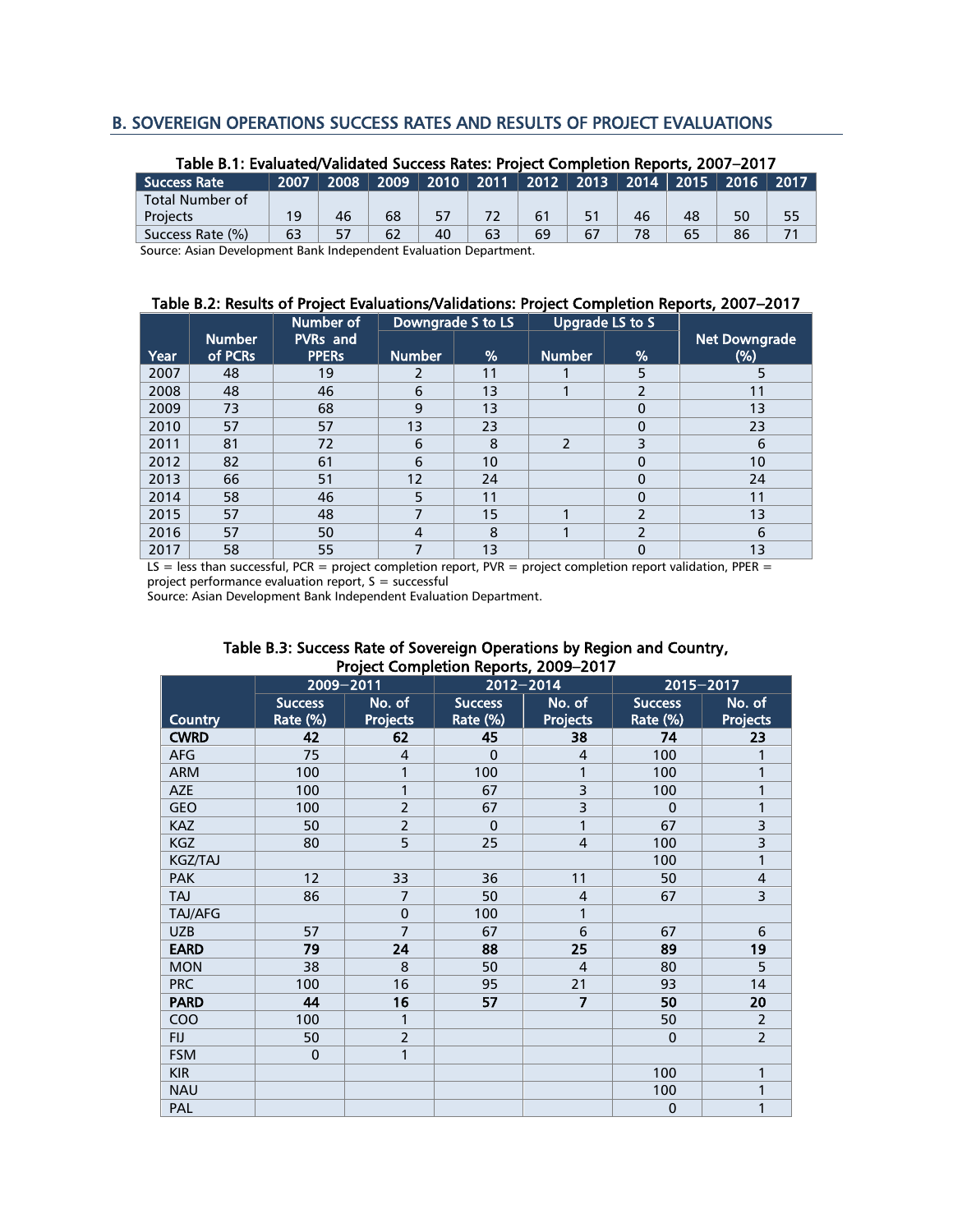## B. SOVEREIGN OPERATIONS SUCCESS RATES AND RESULTS OF PROJECT EVALUATIONS

**Table B.1: Evaluated/Validated Success Rates: Project Completion Reports, 2007–2017**

| Success Rate | 2007 | 2008 | 2009 | 2010 | 2011 | 2012 | 2013 | 2014 | 2015 | 2016 | 2017 |
|---|---|---|---|---|---|---|---|---|---|---|---|
| Total Number of Projects | 19 | 46 | 68 | 57 | 72 | 61 | 51 | 46 | 48 | 50 | 55 |
| Success Rate (%) | 63 | 57 | 62 | 40 | 63 | 69 | 67 | 78 | 65 | 86 | 71 |

Source: Asian Development Bank Independent Evaluation Department.

**Table B.2: Results of Project Evaluations/Validations: Project Completion Reports, 2007–2017**

| Year | Number of PCRs | Number of PVRs and PPERs | Downgrade S to LS | | Upgrade LS to S | | Net Downgrade (%) |
|---|---|---|---|---|---|---|---|
| | | | Number | % | Number | % | |
| 2007 | 48 | 19 | 2 | 11 | 1 | 5 | 5 |
| 2008 | 48 | 46 | 6 | 13 | 1 | 2 | 11 |
| 2009 | 73 | 68 | 9 | 13 | | 0 | 13 |
| 2010 | 57 | 57 | 13 | 23 | | 0 | 23 |
| 2011 | 81 | 72 | 6 | 8 | 2 | 3 | 6 |
| 2012 | 82 | 61 | 6 | 10 | | 0 | 10 |
| 2013 | 66 | 51 | 12 | 24 | | 0 | 24 |
| 2014 | 58 | 46 | 5 | 11 | | 0 | 11 |
| 2015 | 57 | 48 | 7 | 15 | 1 | 2 | 13 |
| 2016 | 57 | 50 | 4 | 8 | 1 | 2 | 6 |
| 2017 | 58 | 55 | 7 | 13 | | 0 | 13 |

LS = less than successful, PCR = project completion report, PVR = project completion report validation, PPER = project performance evaluation report, S = successful

Source: Asian Development Bank Independent Evaluation Department.

**Table B.3: Success Rate of Sovereign Operations by Region and Country, Project Completion Reports, 2009–2017**

| Country | 2009–2011 | | 2012–2014 | | 2015–2017 | |
|---|---|---|---|---|---|---|
| | Success Rate (%) | No. of Projects | Success Rate (%) | No. of Projects | Success Rate (%) | No. of Projects |
| **CWRD** | **42** | **62** | **45** | **38** | **74** | **23** |
| AFG | 75 | 4 | 0 | 4 | 100 | 1 |
| ARM | 100 | 1 | 100 | 1 | 100 | 1 |
| AZE | 100 | 1 | 67 | 3 | 100 | 1 |
| GEO | 100 | 2 | 67 | 3 | 0 | 1 |
| KAZ | 50 | 2 | 0 | 1 | 67 | 3 |
| KGZ | 80 | 5 | 25 | 4 | 100 | 3 |
| KGZ/TAJ | | | | | 100 | 1 |
| PAK | 12 | 33 | 36 | 11 | 50 | 4 |
| TAJ | 86 | 7 | 50 | 4 | 67 | 3 |
| TAJ/AFG | | 0 | 100 | 1 | | |
| UZB | 57 | 7 | 67 | 6 | 67 | 6 |
| **EARD** | **79** | **24** | **88** | **25** | **89** | **19** |
| MON | 38 | 8 | 50 | 4 | 80 | 5 |
| PRC | 100 | 16 | 95 | 21 | 93 | 14 |
| **PARD** | **44** | **16** | **57** | **7** | **50** | **20** |
| COO | 100 | 1 | | | 50 | 2 |
| FIJ | 50 | 2 | | | 0 | 2 |
| FSM | 0 | 1 | | | | |
| KIR | | | | | 100 | 1 |
| NAU | | | | | 100 | 1 |
| PAL | | | | | 0 | 1 |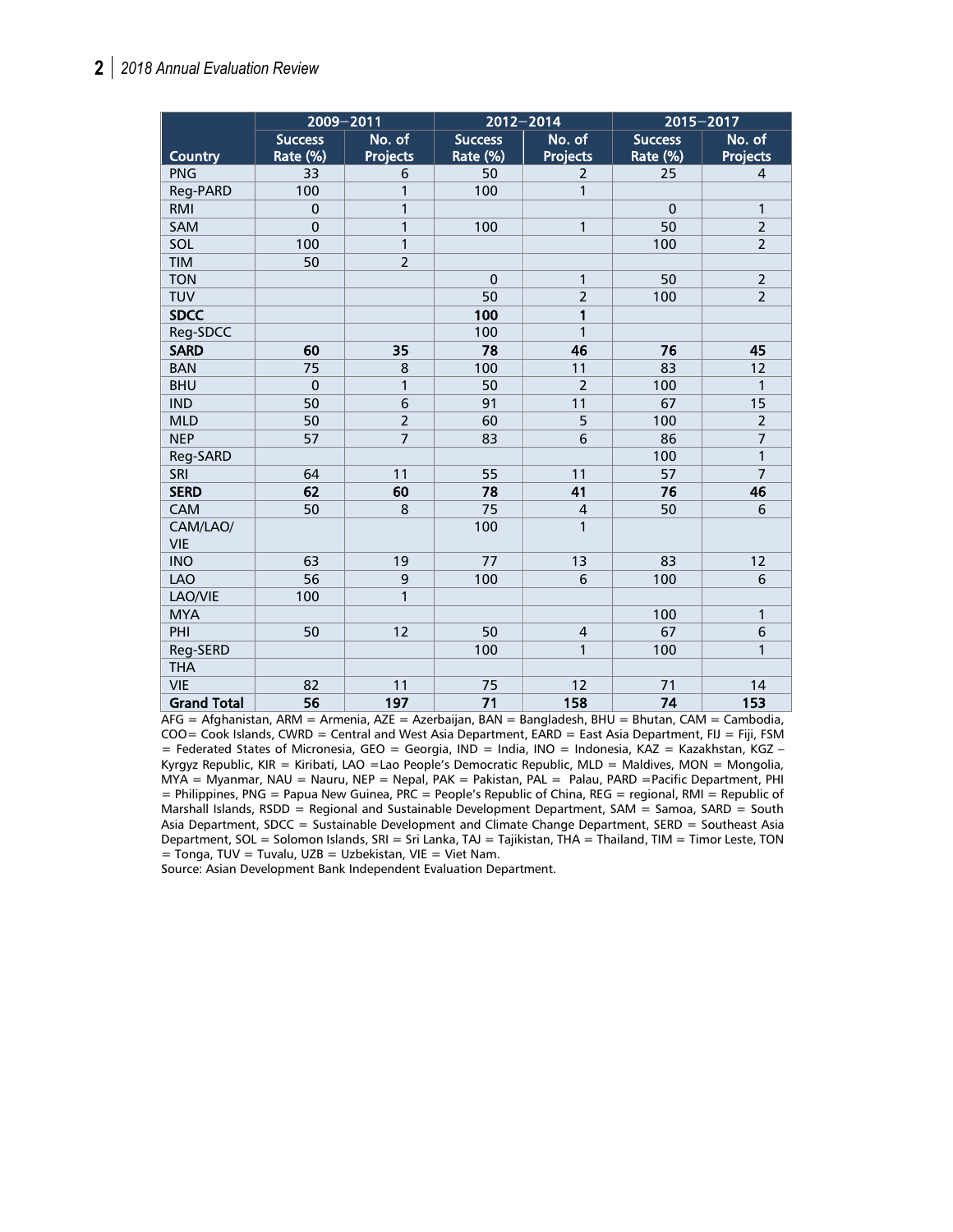| Country | 2009–2011 | | 2012–2014 | | 2015–2017 | |
|---|---|---|---|---|---|---|
| | Success Rate (%) | No. of Projects | Success Rate (%) | No. of Projects | Success Rate (%) | No. of Projects |
| PNG | 33 | 6 | 50 | 2 | 25 | 4 |
| Reg-PARD | 100 | 1 | 100 | 1 | | |
| RMI | 0 | 1 | | | 0 | 1 |
| SAM | 0 | 1 | 100 | 1 | 50 | 2 |
| SOL | 100 | 1 | | | 100 | 2 |
| TIM | 50 | 2 | | | | |
| TON | | | 0 | 1 | 50 | 2 |
| TUV | | | 50 | 2 | 100 | 2 |
| **SDCC** | | | **100** | **1** | | |
| Reg-SDCC | | | 100 | 1 | | |
| **SARD** | **60** | **35** | **78** | **46** | **76** | **45** |
| BAN | 75 | 8 | 100 | 11 | 83 | 12 |
| BHU | 0 | 1 | 50 | 2 | 100 | 1 |
| IND | 50 | 6 | 91 | 11 | 67 | 15 |
| MLD | 50 | 2 | 60 | 5 | 100 | 2 |
| NEP | 57 | 7 | 83 | 6 | 86 | 7 |
| Reg-SARD | | | | | 100 | 1 |
| SRI | 64 | 11 | 55 | 11 | 57 | 7 |
| **SERD** | **62** | **60** | **78** | **41** | **76** | **46** |
| CAM | 50 | 8 | 75 | 4 | 50 | 6 |
| CAM/LAO/VIE | | | 100 | 1 | | |
| INO | 63 | 19 | 77 | 13 | 83 | 12 |
| LAO | 56 | 9 | 100 | 6 | 100 | 6 |
| LAO/VIE | 100 | 1 | | | | |
| MYA | | | | | 100 | 1 |
| PHI | 50 | 12 | 50 | 4 | 67 | 6 |
| Reg-SERD | | | 100 | 1 | 100 | 1 |
| THA | | | | | | |
| VIE | 82 | 11 | 75 | 12 | 71 | 14 |
| **Grand Total** | **56** | **197** | **71** | **158** | **74** | **153** |

AFG = Afghanistan, ARM = Armenia, AZE = Azerbaijan, BAN = Bangladesh, BHU = Bhutan, CAM = Cambodia, COO= Cook Islands, CWRD = Central and West Asia Department, EARD = East Asia Department, FIJ = Fiji, FSM = Federated States of Micronesia, GEO = Georgia, IND = India, INO = Indonesia, KAZ = Kazakhstan, KGZ – Kyrgyz Republic, KIR = Kiribati, LAO =Lao People's Democratic Republic, MLD = Maldives, MON = Mongolia, MYA = Myanmar, NAU = Nauru, NEP = Nepal, PAK = Pakistan, PAL = Palau, PARD =Pacific Department, PHI = Philippines, PNG = Papua New Guinea, PRC = People's Republic of China, REG = regional, RMI = Republic of Marshall Islands, RSDD = Regional and Sustainable Development Department, SAM = Samoa, SARD = South Asia Department, SDCC = Sustainable Development and Climate Change Department, SERD = Southeast Asia Department, SOL = Solomon Islands, SRI = Sri Lanka, TAJ = Tajikistan, THA = Thailand, TIM = Timor Leste, TON = Tonga, TUV = Tuvalu, UZB = Uzbekistan, VIE = Viet Nam.

Source: Asian Development Bank Independent Evaluation Department.